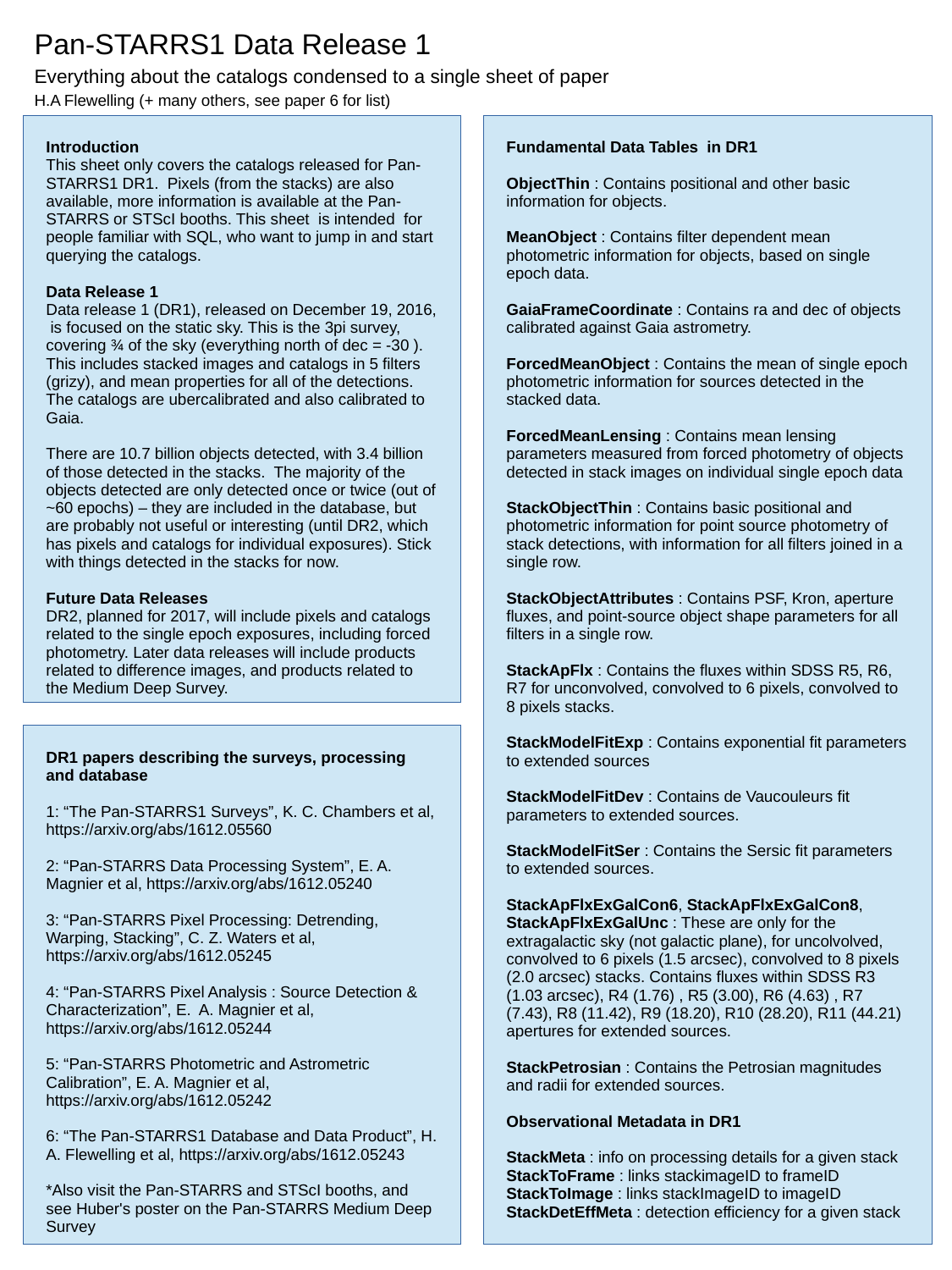# Pan-STARRS1 Data Release 1

## Everything about the catalogs condensed to a single sheet of paper

H.A Flewelling (+ many others, see paper 6 for list)

### Introduction

This sheet only covers the catalogs released for Pan-STARRS1 DR1. Pixels (from the stacks) are also available, more information is available at the Pan-STARRS or STScI booths. This sheet is intended for people familiar with SQL, who want to jump in and start querying the catalogs.

### Data Release 1

Data release 1 (DR1), released on December 19, 2016, is focused on the static sky. This is the 3pi survey, covering ¾ of the sky (everything north of dec = -30 ). This includes stacked images and catalogs in 5 filters (grizy), and mean properties for all of the detections. The catalogs are ubercalibrated and also calibrated to Gaia.

There are 10.7 billion objects detected, with 3.4 billion of those detected in the stacks. The majority of the objects detected are only detected once or twice (out of ~60 epochs) – they are included in the database, but are probably not useful or interesting (until DR2, which has pixels and catalogs for individual exposures). Stick with things detected in the stacks for now.

### Future Data Releases

DR2, planned for 2017, will include pixels and catalogs related to the single epoch exposures, including forced photometry. Later data releases will include products related to difference images, and products related to the Medium Deep Survey.

### DR1 papers describing the surveys, processing and database

1: "The Pan-STARRS1 Surveys", K. C. Chambers et al, https://arxiv.org/abs/1612.05560

2: "Pan-STARRS Data Processing System", E. A. Magnier et al, https://arxiv.org/abs/1612.05240

3: "Pan-STARRS Pixel Processing: Detrending, Warping, Stacking", C. Z. Waters et al, https://arxiv.org/abs/1612.05245

4: "Pan-STARRS Pixel Analysis : Source Detection & Characterization", E. A. Magnier et al, https://arxiv.org/abs/1612.05244

5: "Pan-STARRS Photometric and Astrometric Calibration", E. A. Magnier et al, https://arxiv.org/abs/1612.05242

6: "The Pan-STARRS1 Database and Data Product", H. A. Flewelling et al, https://arxiv.org/abs/1612.05243

*Also visit the Pan-STARRS and STScI booths, and see Huber's poster on the Pan-STARRS Medium Deep Survey

### Fundamental Data Tables in DR1

**ObjectThin** : Contains positional and other basic information for objects.

**MeanObject** : Contains filter dependent mean photometric information for objects, based on single epoch data.

**GaiaFrameCoordinate** : Contains ra and dec of objects calibrated against Gaia astrometry.

**ForcedMeanObject** : Contains the mean of single epoch photometric information for sources detected in the stacked data.

**ForcedMeanLensing** : Contains mean lensing parameters measured from forced photometry of objects detected in stack images on individual single epoch data

**StackObjectThin** : Contains basic positional and photometric information for point source photometry of stack detections, with information for all filters joined in a single row.

**StackObjectAttributes** : Contains PSF, Kron, aperture fluxes, and point-source object shape parameters for all filters in a single row.

**StackApFlx** : Contains the fluxes within SDSS R5, R6, R7 for unconvolved, convolved to 6 pixels, convolved to 8 pixels stacks.

**StackModelFitExp** : Contains exponential fit parameters to extended sources

**StackModelFitDev** : Contains de Vaucouleurs fit parameters to extended sources.

**StackModelFitSer** : Contains the Sersic fit parameters to extended sources.

**StackApFlxExGalCon6**, **StackApFlxExGalCon8**, **StackApFlxExGalUnc** : These are only for the extragalactic sky (not galactic plane), for uncolvolved, convolved to 6 pixels (1.5 arcsec), convolved to 8 pixels (2.0 arcsec) stacks. Contains fluxes within SDSS R3 (1.03 arcsec), R4 (1.76) , R5 (3.00), R6 (4.63) , R7 (7.43), R8 (11.42), R9 (18.20), R10 (28.20), R11 (44.21) apertures for extended sources.

**StackPetrosian** : Contains the Petrosian magnitudes and radii for extended sources.

### Observational Metadata in DR1

**StackMeta** : info on processing details for a given stack
**StackToFrame** : links stackimageID to frameID
**StackToImage** : links stackImageID to imageID
**StackDetEffMeta** : detection efficiency for a given stack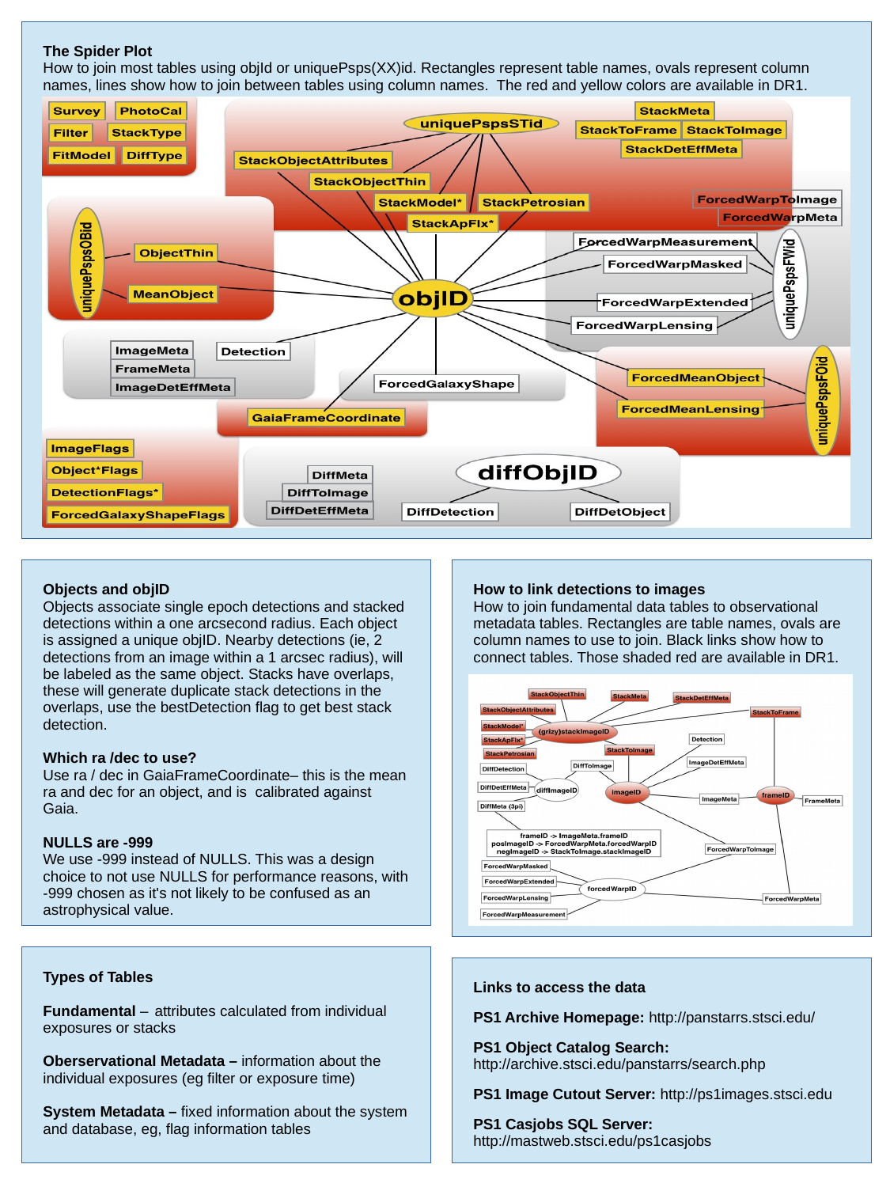## The Spider Plot

How to join most tables using objId or uniquePsps(XX)id. Rectangles represent table names, ovals represent column names, lines show how to join between tables using column names. The red and yellow colors are available in DR1.

Survey
PhotoCal
Filter
StackType
FitModel
DiffType
uniquePspsSTid
StackMeta
StackToFrame
StackToImage
StackDetEffMeta
StackObjectAttributes
StackObjectThin
StackModel*
StackPetrosian
StackApFlx*
ForcedWarpToImage
ForcedWarpMeta
uniquePspsOBid
ObjectThin
MeanObject
objID
ForcedWarpMeasurement
ForcedWarpMasked
ForcedWarpExtended
ForcedWarpLensing
uniquePspsFWid
ImageMeta
Detection
FrameMeta
ImageDetEffMeta
ForcedGalaxyShape
ForcedMeanObject
ForcedMeanLensing
uniquePspsFOid
GaiaFrameCoordinate
ImageFlags
Object*Flags
DetectionFlags*
ForcedGalaxyShapeFlags
DiffMeta
DiffToImage
DiffDetEffMeta
diffObjID
DiffDetection
DiffDetObject

## Objects and objID

Objects associate single epoch detections and stacked detections within a one arcsecond radius. Each object is assigned a unique objID. Nearby detections (ie, 2 detections from an image within a 1 arcsec radius), will be labeled as the same object. Stacks have overlaps, these will generate duplicate stack detections in the overlaps, use the bestDetection flag to get best stack detection.

## Which ra /dec to use?

Use ra / dec in GaiaFrameCoordinate– this is the mean ra and dec for an object, and is calibrated against Gaia.

## NULLS are -999

We use -999 instead of NULLS. This was a design choice to not use NULLS for performance reasons, with -999 chosen as it's not likely to be confused as an astrophysical value.

## How to link detections to images

How to join fundamental data tables to observational metadata tables. Rectangles are table names, ovals are column names to use to join. Black links show how to connect tables. Those shaded red are available in DR1.

StackObjectThin
StackMeta
StackDetEffMeta
StackObjectAttributes
StackToFrame
StackModel*
(grizy)stackImageID
StackApFlx*
StackToImage
Detection
StackPetrosian
DiffDetection
DiffToImage
ImageDetEffMeta
DiffDetEffMeta
diffImageID
imageID
ImageMeta
frameID
FrameMeta
DiffMeta (3pi)
frameID -> ImageMeta.frameID
posImageID -> ForcedWarpMeta.forcedWarpID
negImageID -> StackToImage.stackImageID
ForcedWarpToImage
ForcedWarpMasked
ForcedWarpExtended
forcedWarpID
ForcedWarpLensing
ForcedWarpMeta
ForcedWarpMeasurement

## Types of Tables

**Fundamental** – attributes calculated from individual exposures or stacks

**Oberservational Metadata –** information about the individual exposures (eg filter or exposure time)

**System Metadata –** fixed information about the system and database, eg, flag information tables

## Links to access the data

**PS1 Archive Homepage:** http://panstarrs.stsci.edu/

**PS1 Object Catalog Search:** http://archive.stsci.edu/panstarrs/search.php

**PS1 Image Cutout Server:** http://ps1images.stsci.edu

**PS1 Casjobs SQL Server:** http://mastweb.stsci.edu/ps1casjobs